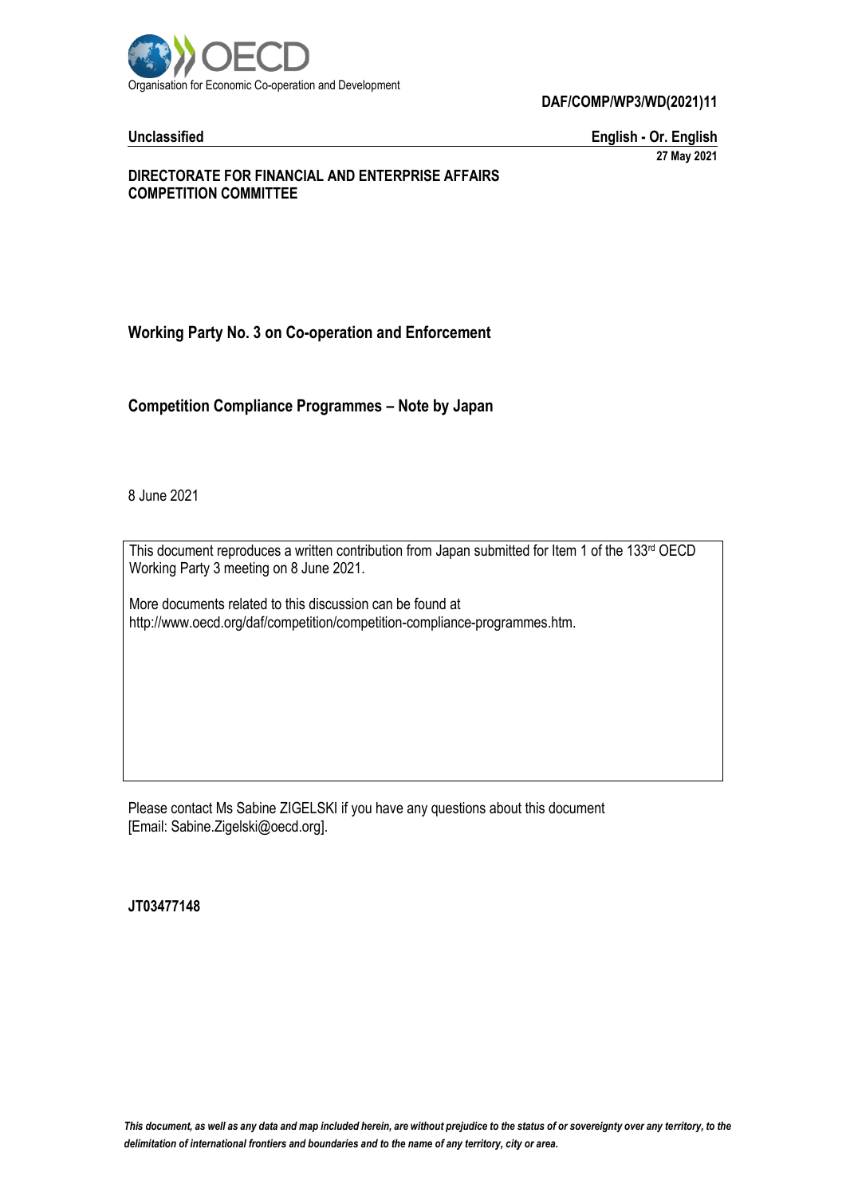Organisation for Economic Co-operation and Development

**DAF/COMP/WP3/WD(2021)11**

**Unclassified** **English - Or. English**

**27 May 2021**

**DIRECTORATE FOR FINANCIAL AND ENTERPRISE AFFAIRS**
**COMPETITION COMMITTEE**

## Working Party No. 3 on Co-operation and Enforcement

## Competition Compliance Programmes – Note by Japan

8 June 2021

This document reproduces a written contribution from Japan submitted for Item 1 of the 133rd OECD Working Party 3 meeting on 8 June 2021.

More documents related to this discussion can be found at http://www.oecd.org/daf/competition/competition-compliance-programmes.htm.

Please contact Ms Sabine ZIGELSKI if you have any questions about this document [Email: Sabine.Zigelski@oecd.org].

**JT03477148**

*This document, as well as any data and map included herein, are without prejudice to the status of or sovereignty over any territory, to the delimitation of international frontiers and boundaries and to the name of any territory, city or area.*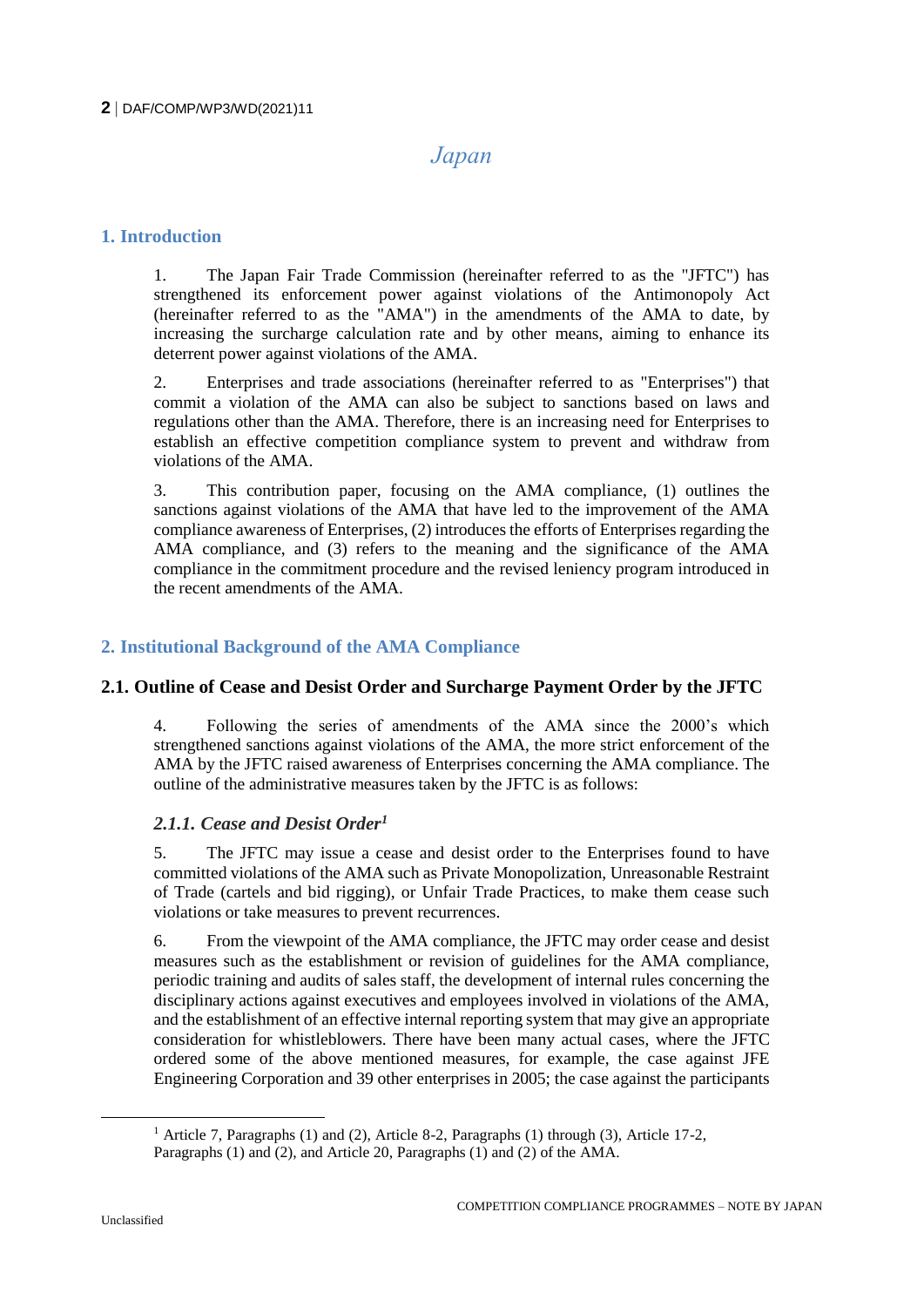# Japan

## 1. Introduction

1. The Japan Fair Trade Commission (hereinafter referred to as the "JFTC") has strengthened its enforcement power against violations of the Antimonopoly Act (hereinafter referred to as the "AMA") in the amendments of the AMA to date, by increasing the surcharge calculation rate and by other means, aiming to enhance its deterrent power against violations of the AMA.

2. Enterprises and trade associations (hereinafter referred to as "Enterprises") that commit a violation of the AMA can also be subject to sanctions based on laws and regulations other than the AMA. Therefore, there is an increasing need for Enterprises to establish an effective competition compliance system to prevent and withdraw from violations of the AMA.

3. This contribution paper, focusing on the AMA compliance, (1) outlines the sanctions against violations of the AMA that have led to the improvement of the AMA compliance awareness of Enterprises, (2) introduces the efforts of Enterprises regarding the AMA compliance, and (3) refers to the meaning and the significance of the AMA compliance in the commitment procedure and the revised leniency program introduced in the recent amendments of the AMA.

## 2. Institutional Background of the AMA Compliance

### 2.1. Outline of Cease and Desist Order and Surcharge Payment Order by the JFTC

4. Following the series of amendments of the AMA since the 2000's which strengthened sanctions against violations of the AMA, the more strict enforcement of the AMA by the JFTC raised awareness of Enterprises concerning the AMA compliance. The outline of the administrative measures taken by the JFTC is as follows:

#### *2.1.1. Cease and Desist Order*[1]

5. The JFTC may issue a cease and desist order to the Enterprises found to have committed violations of the AMA such as Private Monopolization, Unreasonable Restraint of Trade (cartels and bid rigging), or Unfair Trade Practices, to make them cease such violations or take measures to prevent recurrences.

6. From the viewpoint of the AMA compliance, the JFTC may order cease and desist measures such as the establishment or revision of guidelines for the AMA compliance, periodic training and audits of sales staff, the development of internal rules concerning the disciplinary actions against executives and employees involved in violations of the AMA, and the establishment of an effective internal reporting system that may give an appropriate consideration for whistleblowers. There have been many actual cases, where the JFTC ordered some of the above mentioned measures, for example, the case against JFE Engineering Corporation and 39 other enterprises in 2005; the case against the participants

[1] Article 7, Paragraphs (1) and (2), Article 8-2, Paragraphs (1) through (3), Article 17-2, Paragraphs (1) and (2), and Article 20, Paragraphs (1) and (2) of the AMA.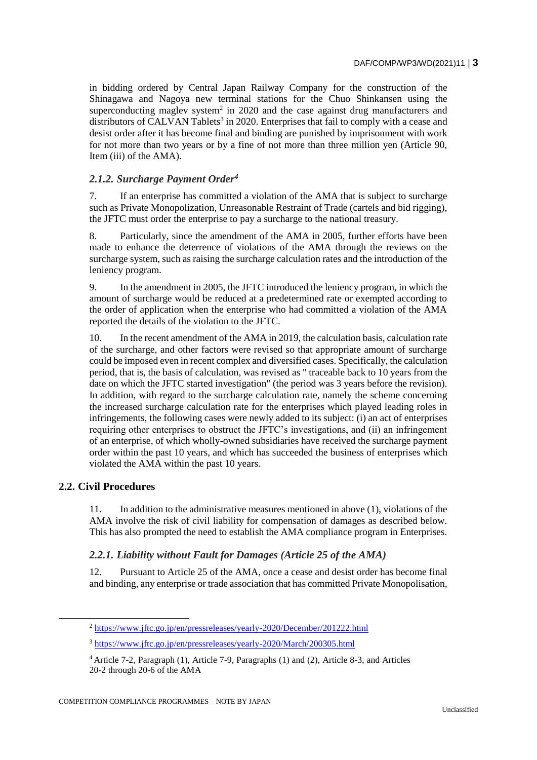in bidding ordered by Central Japan Railway Company for the construction of the Shinagawa and Nagoya new terminal stations for the Chuo Shinkansen using the superconducting maglev system[2] in 2020 and the case against drug manufacturers and distributors of CALVAN Tablets[3] in 2020. Enterprises that fail to comply with a cease and desist order after it has become final and binding are punished by imprisonment with work for not more than two years or by a fine of not more than three million yen (Article 90, Item (iii) of the AMA).

### *2.1.2. Surcharge Payment Order[4]*

7. If an enterprise has committed a violation of the AMA that is subject to surcharge such as Private Monopolization, Unreasonable Restraint of Trade (cartels and bid rigging), the JFTC must order the enterprise to pay a surcharge to the national treasury.

8. Particularly, since the amendment of the AMA in 2005, further efforts have been made to enhance the deterrence of violations of the AMA through the reviews on the surcharge system, such as raising the surcharge calculation rates and the introduction of the leniency program.

9. In the amendment in 2005, the JFTC introduced the leniency program, in which the amount of surcharge would be reduced at a predetermined rate or exempted according to the order of application when the enterprise who had committed a violation of the AMA reported the details of the violation to the JFTC.

10. In the recent amendment of the AMA in 2019, the calculation basis, calculation rate of the surcharge, and other factors were revised so that appropriate amount of surcharge could be imposed even in recent complex and diversified cases. Specifically, the calculation period, that is, the basis of calculation, was revised as " traceable back to 10 years from the date on which the JFTC started investigation" (the period was 3 years before the revision). In addition, with regard to the surcharge calculation rate, namely the scheme concerning the increased surcharge calculation rate for the enterprises which played leading roles in infringements, the following cases were newly added to its subject: (i) an act of enterprises requiring other enterprises to obstruct the JFTC's investigations, and (ii) an infringement of an enterprise, of which wholly-owned subsidiaries have received the surcharge payment order within the past 10 years, and which has succeeded the business of enterprises which violated the AMA within the past 10 years.

## 2.2. Civil Procedures

11. In addition to the administrative measures mentioned in above (1), violations of the AMA involve the risk of civil liability for compensation of damages as described below. This has also prompted the need to establish the AMA compliance program in Enterprises.

### *2.2.1. Liability without Fault for Damages (Article 25 of the AMA)*

12. Pursuant to Article 25 of the AMA, once a cease and desist order has become final and binding, any enterprise or trade association that has committed Private Monopolisation,

[2] https://www.jftc.go.jp/en/pressreleases/yearly-2020/December/201222.html

[3] https://www.jftc.go.jp/en/pressreleases/yearly-2020/March/200305.html

[4] Article 7-2, Paragraph (1), Article 7-9, Paragraphs (1) and (2), Article 8-3, and Articles 20-2 through 20-6 of the AMA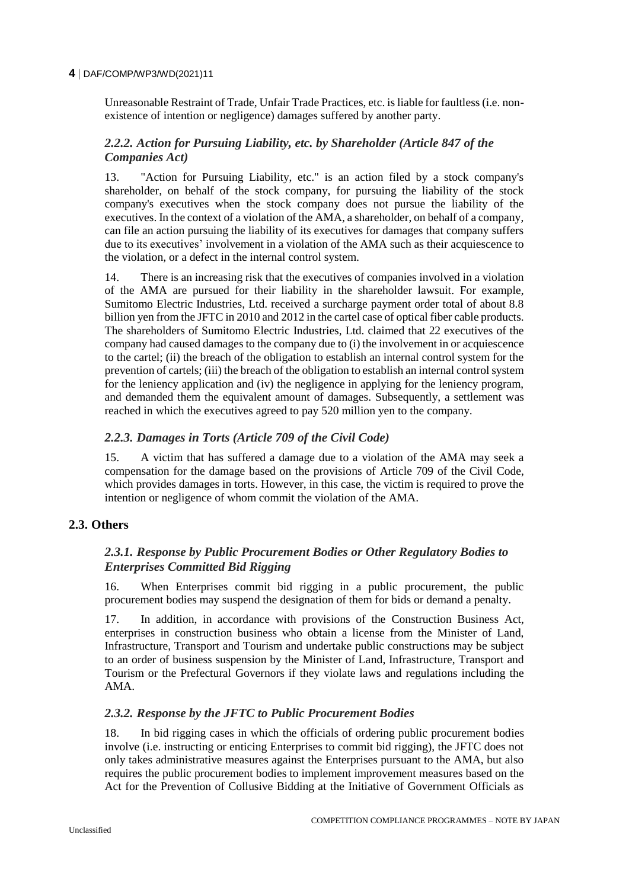Unreasonable Restraint of Trade, Unfair Trade Practices, etc. is liable for faultless (i.e. non-existence of intention or negligence) damages suffered by another party.

### *2.2.2. Action for Pursuing Liability, etc. by Shareholder (Article 847 of the Companies Act)*

13. "Action for Pursuing Liability, etc." is an action filed by a stock company's shareholder, on behalf of the stock company, for pursuing the liability of the stock company's executives when the stock company does not pursue the liability of the executives. In the context of a violation of the AMA, a shareholder, on behalf of a company, can file an action pursuing the liability of its executives for damages that company suffers due to its executives' involvement in a violation of the AMA such as their acquiescence to the violation, or a defect in the internal control system.

14. There is an increasing risk that the executives of companies involved in a violation of the AMA are pursued for their liability in the shareholder lawsuit. For example, Sumitomo Electric Industries, Ltd. received a surcharge payment order total of about 8.8 billion yen from the JFTC in 2010 and 2012 in the cartel case of optical fiber cable products. The shareholders of Sumitomo Electric Industries, Ltd. claimed that 22 executives of the company had caused damages to the company due to (i) the involvement in or acquiescence to the cartel; (ii) the breach of the obligation to establish an internal control system for the prevention of cartels; (iii) the breach of the obligation to establish an internal control system for the leniency application and (iv) the negligence in applying for the leniency program, and demanded them the equivalent amount of damages. Subsequently, a settlement was reached in which the executives agreed to pay 520 million yen to the company.

### *2.2.3. Damages in Torts (Article 709 of the Civil Code)*

15. A victim that has suffered a damage due to a violation of the AMA may seek a compensation for the damage based on the provisions of Article 709 of the Civil Code, which provides damages in torts. However, in this case, the victim is required to prove the intention or negligence of whom commit the violation of the AMA.

## **2.3. Others**

### *2.3.1. Response by Public Procurement Bodies or Other Regulatory Bodies to Enterprises Committed Bid Rigging*

16. When Enterprises commit bid rigging in a public procurement, the public procurement bodies may suspend the designation of them for bids or demand a penalty.

17. In addition, in accordance with provisions of the Construction Business Act, enterprises in construction business who obtain a license from the Minister of Land, Infrastructure, Transport and Tourism and undertake public constructions may be subject to an order of business suspension by the Minister of Land, Infrastructure, Transport and Tourism or the Prefectural Governors if they violate laws and regulations including the AMA.

### *2.3.2. Response by the JFTC to Public Procurement Bodies*

18. In bid rigging cases in which the officials of ordering public procurement bodies involve (i.e. instructing or enticing Enterprises to commit bid rigging), the JFTC does not only takes administrative measures against the Enterprises pursuant to the AMA, but also requires the public procurement bodies to implement improvement measures based on the Act for the Prevention of Collusive Bidding at the Initiative of Government Officials as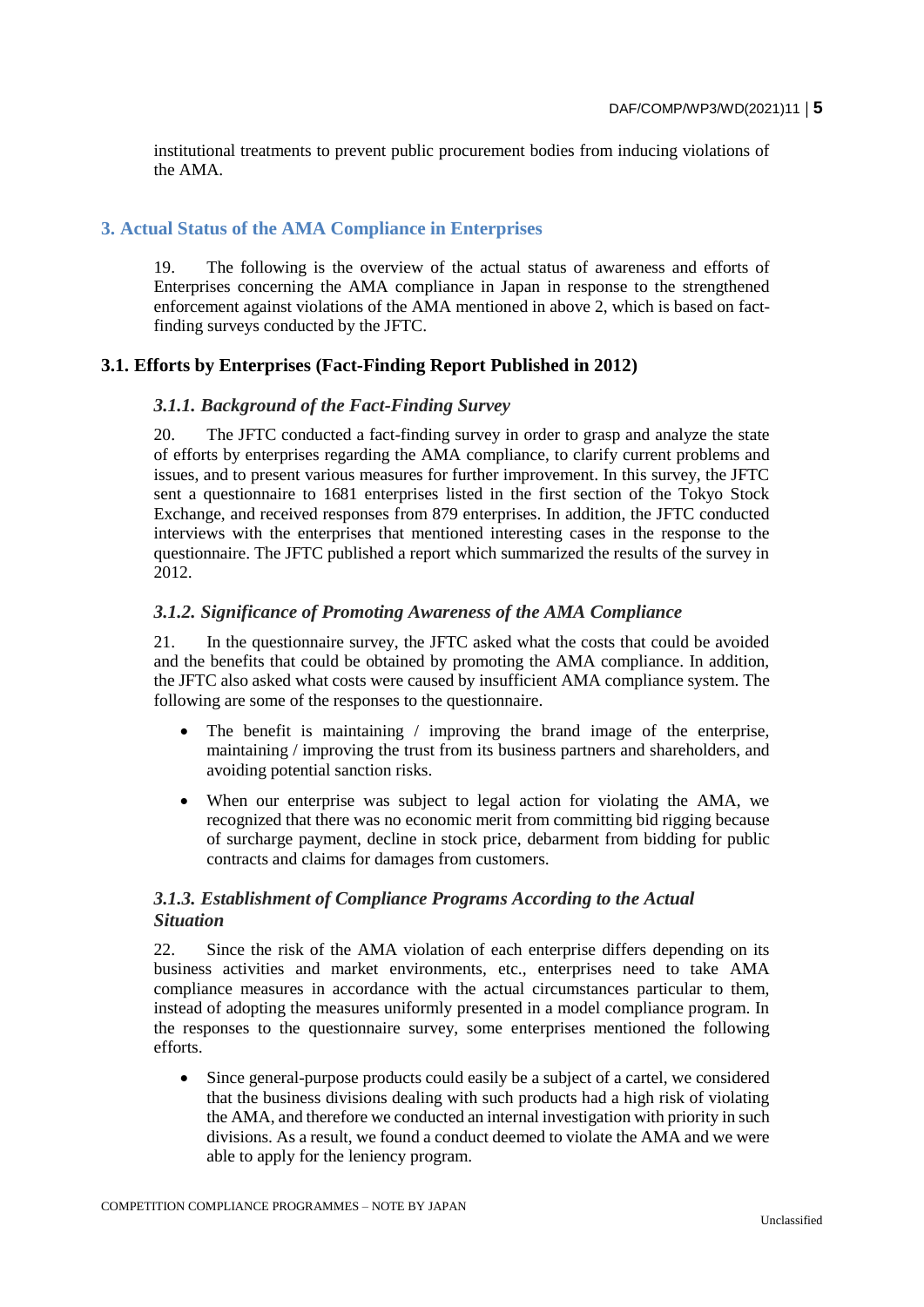institutional treatments to prevent public procurement bodies from inducing violations of the AMA.

## 3. Actual Status of the AMA Compliance in Enterprises

19. The following is the overview of the actual status of awareness and efforts of Enterprises concerning the AMA compliance in Japan in response to the strengthened enforcement against violations of the AMA mentioned in above 2, which is based on fact-finding surveys conducted by the JFTC.

### 3.1. Efforts by Enterprises (Fact-Finding Report Published in 2012)

#### *3.1.1. Background of the Fact-Finding Survey*

20. The JFTC conducted a fact-finding survey in order to grasp and analyze the state of efforts by enterprises regarding the AMA compliance, to clarify current problems and issues, and to present various measures for further improvement. In this survey, the JFTC sent a questionnaire to 1681 enterprises listed in the first section of the Tokyo Stock Exchange, and received responses from 879 enterprises. In addition, the JFTC conducted interviews with the enterprises that mentioned interesting cases in the response to the questionnaire. The JFTC published a report which summarized the results of the survey in 2012.

#### *3.1.2. Significance of Promoting Awareness of the AMA Compliance*

21. In the questionnaire survey, the JFTC asked what the costs that could be avoided and the benefits that could be obtained by promoting the AMA compliance. In addition, the JFTC also asked what costs were caused by insufficient AMA compliance system. The following are some of the responses to the questionnaire.

- The benefit is maintaining / improving the brand image of the enterprise, maintaining / improving the trust from its business partners and shareholders, and avoiding potential sanction risks.
- When our enterprise was subject to legal action for violating the AMA, we recognized that there was no economic merit from committing bid rigging because of surcharge payment, decline in stock price, debarment from bidding for public contracts and claims for damages from customers.

#### *3.1.3. Establishment of Compliance Programs According to the Actual Situation*

22. Since the risk of the AMA violation of each enterprise differs depending on its business activities and market environments, etc., enterprises need to take AMA compliance measures in accordance with the actual circumstances particular to them, instead of adopting the measures uniformly presented in a model compliance program. In the responses to the questionnaire survey, some enterprises mentioned the following efforts.

- Since general-purpose products could easily be a subject of a cartel, we considered that the business divisions dealing with such products had a high risk of violating the AMA, and therefore we conducted an internal investigation with priority in such divisions. As a result, we found a conduct deemed to violate the AMA and we were able to apply for the leniency program.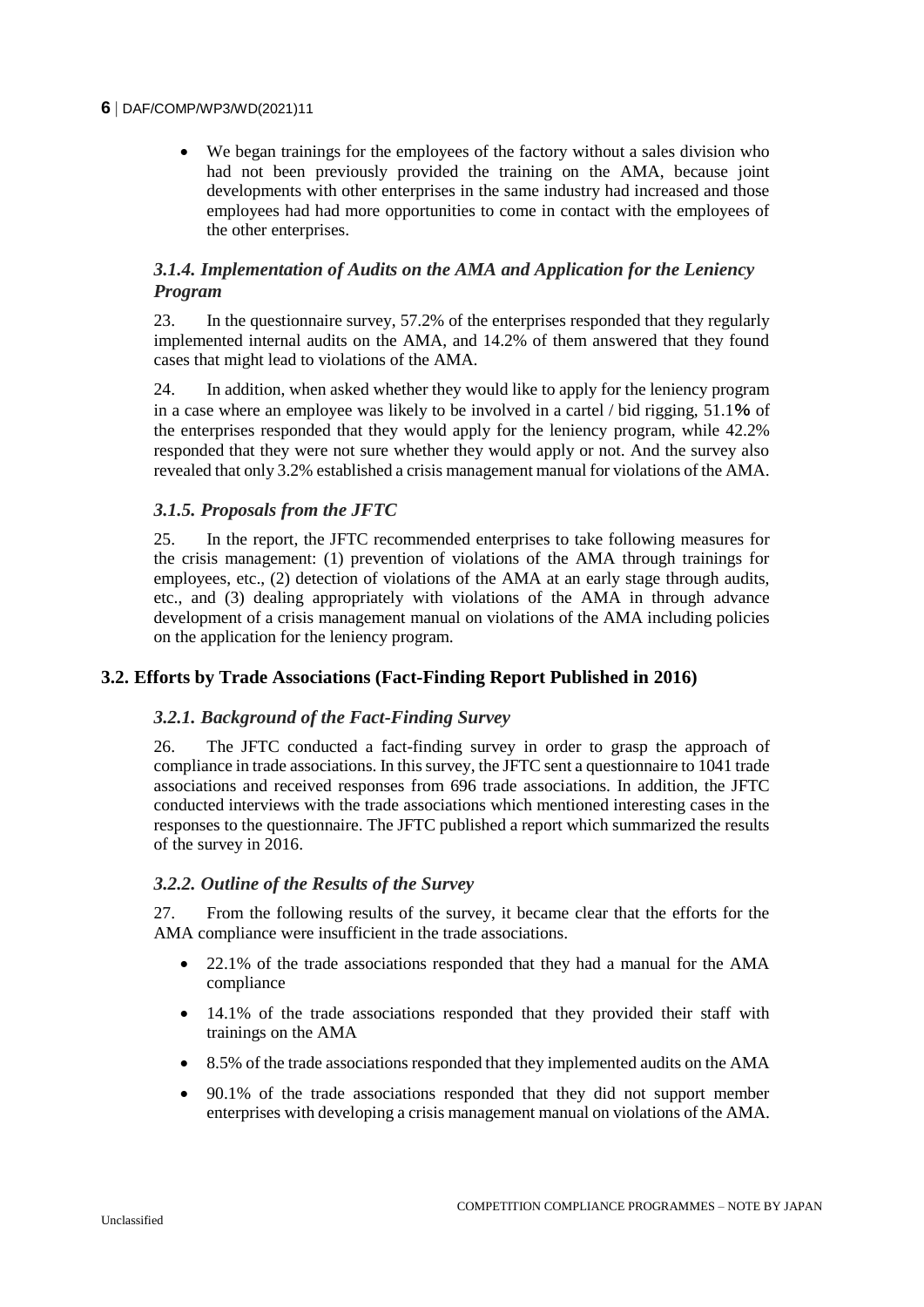- We began trainings for the employees of the factory without a sales division who had not been previously provided the training on the AMA, because joint developments with other enterprises in the same industry had increased and those employees had had more opportunities to come in contact with the employees of the other enterprises.

#### *3.1.4. Implementation of Audits on the AMA and Application for the Leniency Program*

23. In the questionnaire survey, 57.2% of the enterprises responded that they regularly implemented internal audits on the AMA, and 14.2% of them answered that they found cases that might lead to violations of the AMA.

24. In addition, when asked whether they would like to apply for the leniency program in a case where an employee was likely to be involved in a cartel / bid rigging, 51.1% of the enterprises responded that they would apply for the leniency program, while 42.2% responded that they were not sure whether they would apply or not. And the survey also revealed that only 3.2% established a crisis management manual for violations of the AMA.

#### *3.1.5. Proposals from the JFTC*

25. In the report, the JFTC recommended enterprises to take following measures for the crisis management: (1) prevention of violations of the AMA through trainings for employees, etc., (2) detection of violations of the AMA at an early stage through audits, etc., and (3) dealing appropriately with violations of the AMA in through advance development of a crisis management manual on violations of the AMA including policies on the application for the leniency program.

### 3.2. Efforts by Trade Associations (Fact-Finding Report Published in 2016)

#### *3.2.1. Background of the Fact-Finding Survey*

26. The JFTC conducted a fact-finding survey in order to grasp the approach of compliance in trade associations. In this survey, the JFTC sent a questionnaire to 1041 trade associations and received responses from 696 trade associations. In addition, the JFTC conducted interviews with the trade associations which mentioned interesting cases in the responses to the questionnaire. The JFTC published a report which summarized the results of the survey in 2016.

#### *3.2.2. Outline of the Results of the Survey*

27. From the following results of the survey, it became clear that the efforts for the AMA compliance were insufficient in the trade associations.

- 22.1% of the trade associations responded that they had a manual for the AMA compliance
- 14.1% of the trade associations responded that they provided their staff with trainings on the AMA
- 8.5% of the trade associations responded that they implemented audits on the AMA
- 90.1% of the trade associations responded that they did not support member enterprises with developing a crisis management manual on violations of the AMA.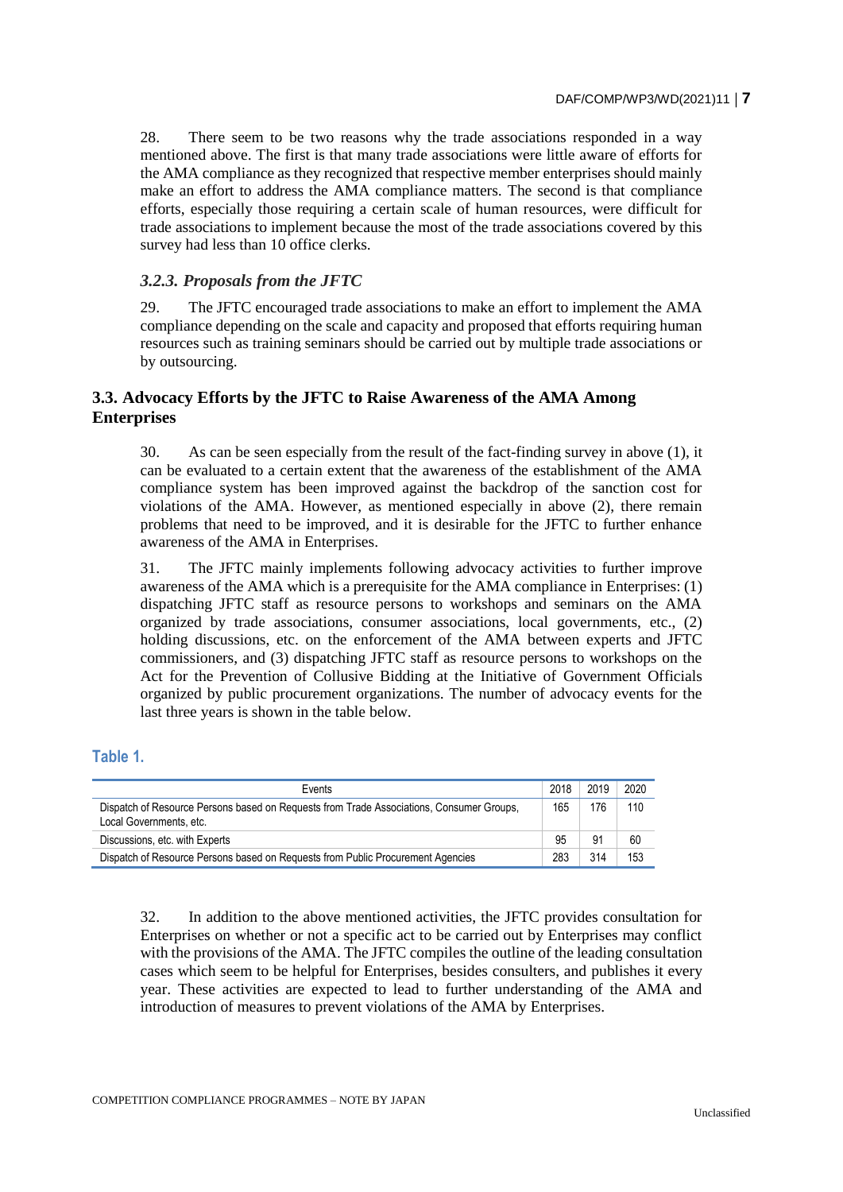28. There seem to be two reasons why the trade associations responded in a way mentioned above. The first is that many trade associations were little aware of efforts for the AMA compliance as they recognized that respective member enterprises should mainly make an effort to address the AMA compliance matters. The second is that compliance efforts, especially those requiring a certain scale of human resources, were difficult for trade associations to implement because the most of the trade associations covered by this survey had less than 10 office clerks.

#### *3.2.3. Proposals from the JFTC*

29. The JFTC encouraged trade associations to make an effort to implement the AMA compliance depending on the scale and capacity and proposed that efforts requiring human resources such as training seminars should be carried out by multiple trade associations or by outsourcing.

### 3.3. Advocacy Efforts by the JFTC to Raise Awareness of the AMA Among Enterprises

30. As can be seen especially from the result of the fact-finding survey in above (1), it can be evaluated to a certain extent that the awareness of the establishment of the AMA compliance system has been improved against the backdrop of the sanction cost for violations of the AMA. However, as mentioned especially in above (2), there remain problems that need to be improved, and it is desirable for the JFTC to further enhance awareness of the AMA in Enterprises.

31. The JFTC mainly implements following advocacy activities to further improve awareness of the AMA which is a prerequisite for the AMA compliance in Enterprises: (1) dispatching JFTC staff as resource persons to workshops and seminars on the AMA organized by trade associations, consumer associations, local governments, etc., (2) holding discussions, etc. on the enforcement of the AMA between experts and JFTC commissioners, and (3) dispatching JFTC staff as resource persons to workshops on the Act for the Prevention of Collusive Bidding at the Initiative of Government Officials organized by public procurement organizations. The number of advocacy events for the last three years is shown in the table below.

**Table 1.**

| Events | 2018 | 2019 | 2020 |
|---|---|---|---|
| Dispatch of Resource Persons based on Requests from Trade Associations, Consumer Groups, Local Governments, etc. | 165 | 176 | 110 |
| Discussions, etc. with Experts | 95 | 91 | 60 |
| Dispatch of Resource Persons based on Requests from Public Procurement Agencies | 283 | 314 | 153 |

32. In addition to the above mentioned activities, the JFTC provides consultation for Enterprises on whether or not a specific act to be carried out by Enterprises may conflict with the provisions of the AMA. The JFTC compiles the outline of the leading consultation cases which seem to be helpful for Enterprises, besides consulters, and publishes it every year. These activities are expected to lead to further understanding of the AMA and introduction of measures to prevent violations of the AMA by Enterprises.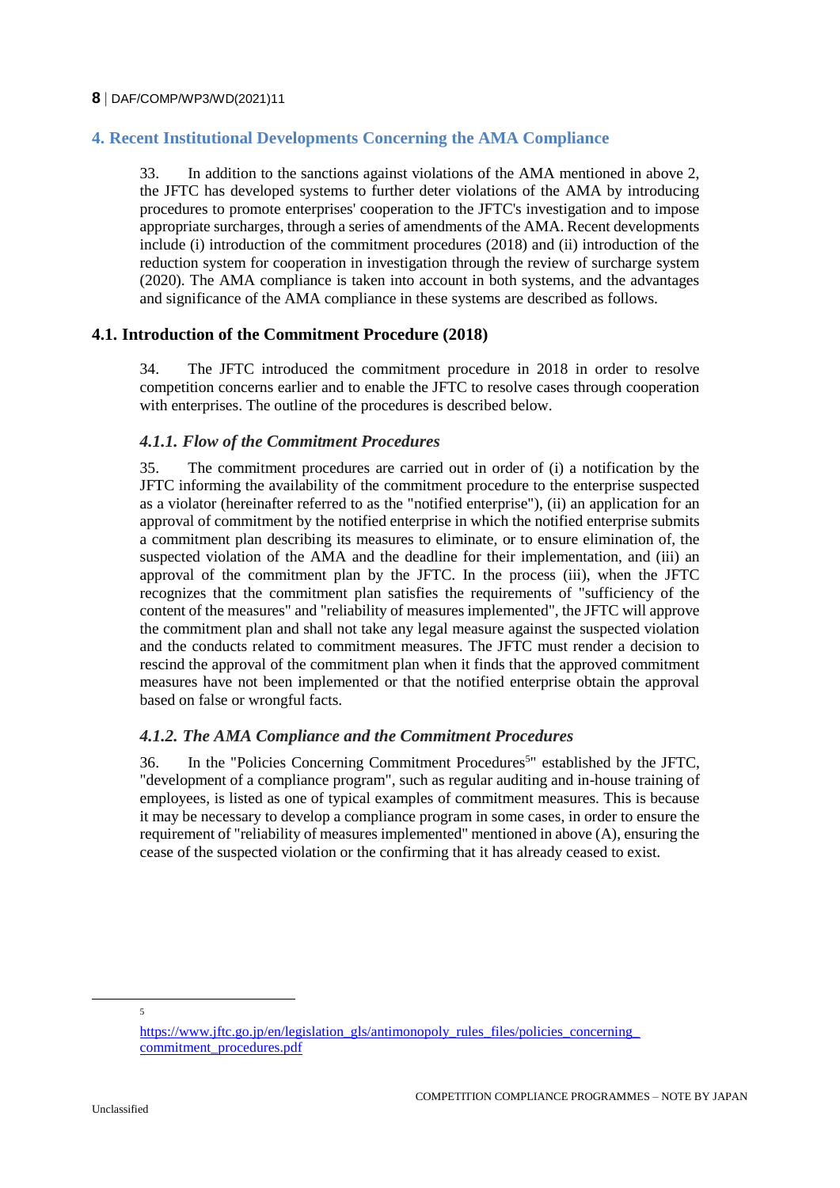## 4. Recent Institutional Developments Concerning the AMA Compliance

33. In addition to the sanctions against violations of the AMA mentioned in above 2, the JFTC has developed systems to further deter violations of the AMA by introducing procedures to promote enterprises' cooperation to the JFTC's investigation and to impose appropriate surcharges, through a series of amendments of the AMA. Recent developments include (i) introduction of the commitment procedures (2018) and (ii) introduction of the reduction system for cooperation in investigation through the review of surcharge system (2020). The AMA compliance is taken into account in both systems, and the advantages and significance of the AMA compliance in these systems are described as follows.

### 4.1. Introduction of the Commitment Procedure (2018)

34. The JFTC introduced the commitment procedure in 2018 in order to resolve competition concerns earlier and to enable the JFTC to resolve cases through cooperation with enterprises. The outline of the procedures is described below.

#### *4.1.1. Flow of the Commitment Procedures*

35. The commitment procedures are carried out in order of (i) a notification by the JFTC informing the availability of the commitment procedure to the enterprise suspected as a violator (hereinafter referred to as the "notified enterprise"), (ii) an application for an approval of commitment by the notified enterprise in which the notified enterprise submits a commitment plan describing its measures to eliminate, or to ensure elimination of, the suspected violation of the AMA and the deadline for their implementation, and (iii) an approval of the commitment plan by the JFTC. In the process (iii), when the JFTC recognizes that the commitment plan satisfies the requirements of "sufficiency of the content of the measures" and "reliability of measures implemented", the JFTC will approve the commitment plan and shall not take any legal measure against the suspected violation and the conducts related to commitment measures. The JFTC must render a decision to rescind the approval of the commitment plan when it finds that the approved commitment measures have not been implemented or that the notified enterprise obtain the approval based on false or wrongful facts.

#### *4.1.2. The AMA Compliance and the Commitment Procedures*

36. In the "Policies Concerning Commitment Procedures[5]" established by the JFTC, "development of a compliance program", such as regular auditing and in-house training of employees, is listed as one of typical examples of commitment measures. This is because it may be necessary to develop a compliance program in some cases, in order to ensure the requirement of "reliability of measures implemented" mentioned in above (A), ensuring the cease of the suspected violation or the confirming that it has already ceased to exist.

---

[5] https://www.jftc.go.jp/en/legislation_gls/antimonopoly_rules_files/policies_concerning_commitment_procedures.pdf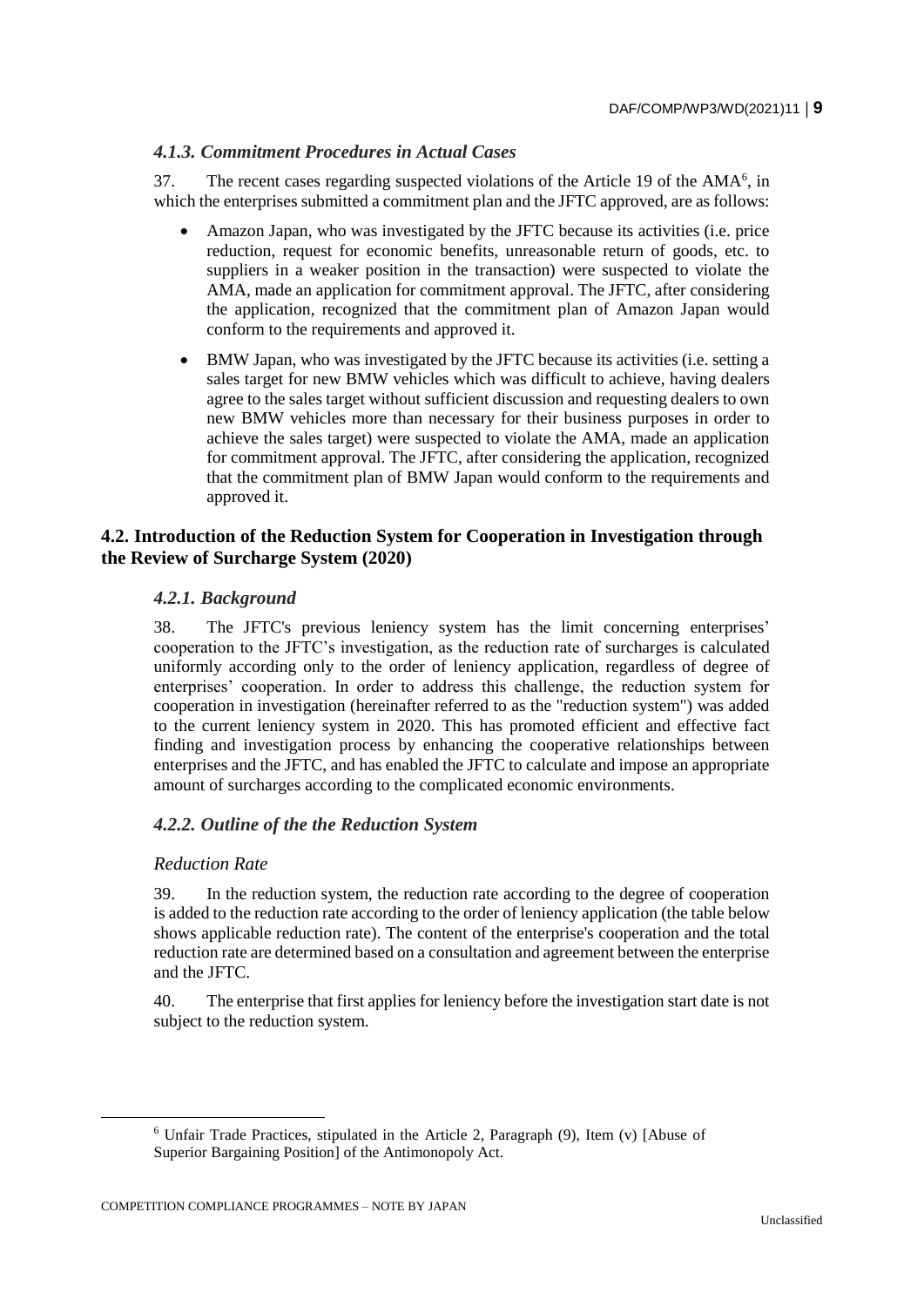### *4.1.3. Commitment Procedures in Actual Cases*

37. The recent cases regarding suspected violations of the Article 19 of the AMA[6], in which the enterprises submitted a commitment plan and the JFTC approved, are as follows:

- Amazon Japan, who was investigated by the JFTC because its activities (i.e. price reduction, request for economic benefits, unreasonable return of goods, etc. to suppliers in a weaker position in the transaction) were suspected to violate the AMA, made an application for commitment approval. The JFTC, after considering the application, recognized that the commitment plan of Amazon Japan would conform to the requirements and approved it.
- BMW Japan, who was investigated by the JFTC because its activities (i.e. setting a sales target for new BMW vehicles which was difficult to achieve, having dealers agree to the sales target without sufficient discussion and requesting dealers to own new BMW vehicles more than necessary for their business purposes in order to achieve the sales target) were suspected to violate the AMA, made an application for commitment approval. The JFTC, after considering the application, recognized that the commitment plan of BMW Japan would conform to the requirements and approved it.

## 4.2. Introduction of the Reduction System for Cooperation in Investigation through the Review of Surcharge System (2020)

### *4.2.1. Background*

38. The JFTC's previous leniency system has the limit concerning enterprises' cooperation to the JFTC's investigation, as the reduction rate of surcharges is calculated uniformly according only to the order of leniency application, regardless of degree of enterprises' cooperation. In order to address this challenge, the reduction system for cooperation in investigation (hereinafter referred to as the "reduction system") was added to the current leniency system in 2020. This has promoted efficient and effective fact finding and investigation process by enhancing the cooperative relationships between enterprises and the JFTC, and has enabled the JFTC to calculate and impose an appropriate amount of surcharges according to the complicated economic environments.

### *4.2.2. Outline of the the Reduction System*

*Reduction Rate*

39. In the reduction system, the reduction rate according to the degree of cooperation is added to the reduction rate according to the order of leniency application (the table below shows applicable reduction rate). The content of the enterprise's cooperation and the total reduction rate are determined based on a consultation and agreement between the enterprise and the JFTC.

40. The enterprise that first applies for leniency before the investigation start date is not subject to the reduction system.

[6] Unfair Trade Practices, stipulated in the Article 2, Paragraph (9), Item (v) [Abuse of Superior Bargaining Position] of the Antimonopoly Act.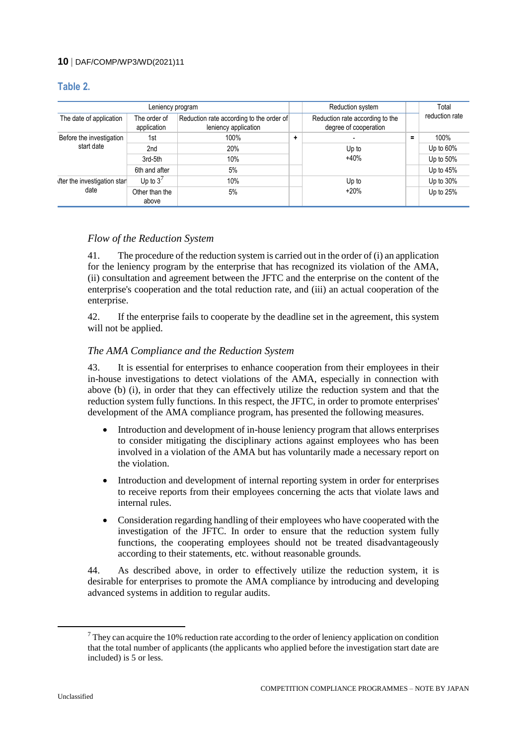### Table 2.

| Leniency program | | | | Reduction system | | Total reduction rate |
|---|---|---|---|---|---|---|
| The date of application | The order of application | Reduction rate according to the order of leniency application | | Reduction rate according to the degree of cooperation | | |
| Before the investigation start date | 1st | 100% | + | - | = | 100% |
| | 2nd | 20% | | Up to +40% | | Up to 60% |
| | 3rd-5th | 10% | | | | Up to 50% |
| | 6th and after | 5% | | | | Up to 45% |
| After the investigation start date | Up to 3[7] | 10% | | Up to +20% | | Up to 30% |
| | Other than the above | 5% | | | | Up to 25% |

*Flow of the Reduction System*

41. The procedure of the reduction system is carried out in the order of (i) an application for the leniency program by the enterprise that has recognized its violation of the AMA, (ii) consultation and agreement between the JFTC and the enterprise on the content of the enterprise's cooperation and the total reduction rate, and (iii) an actual cooperation of the enterprise.

42. If the enterprise fails to cooperate by the deadline set in the agreement, this system will not be applied.

*The AMA Compliance and the Reduction System*

43. It is essential for enterprises to enhance cooperation from their employees in their in-house investigations to detect violations of the AMA, especially in connection with above (b) (i), in order that they can effectively utilize the reduction system and that the reduction system fully functions. In this respect, the JFTC, in order to promote enterprises' development of the AMA compliance program, has presented the following measures.

- Introduction and development of in-house leniency program that allows enterprises to consider mitigating the disciplinary actions against employees who has been involved in a violation of the AMA but has voluntarily made a necessary report on the violation.
- Introduction and development of internal reporting system in order for enterprises to receive reports from their employees concerning the acts that violate laws and internal rules.
- Consideration regarding handling of their employees who have cooperated with the investigation of the JFTC. In order to ensure that the reduction system fully functions, the cooperating employees should not be treated disadvantageously according to their statements, etc. without reasonable grounds.

44. As described above, in order to effectively utilize the reduction system, it is desirable for enterprises to promote the AMA compliance by introducing and developing advanced systems in addition to regular audits.

[7] They can acquire the 10% reduction rate according to the order of leniency application on condition that the total number of applicants (the applicants who applied before the investigation start date are included) is 5 or less.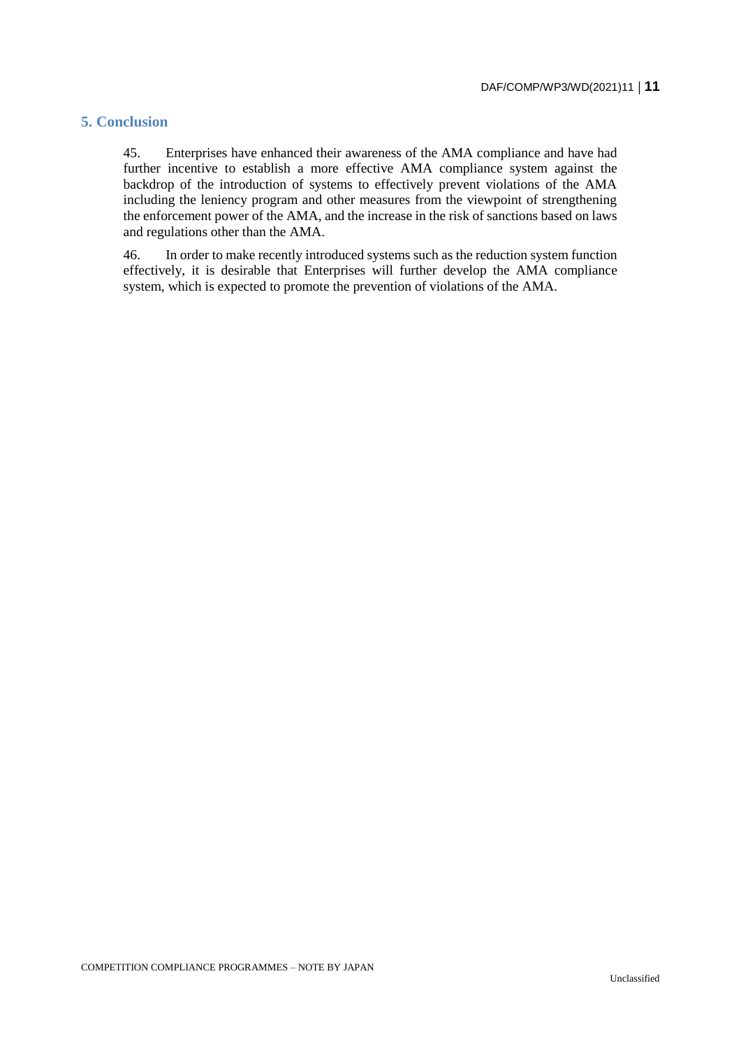## 5. Conclusion

45. Enterprises have enhanced their awareness of the AMA compliance and have had further incentive to establish a more effective AMA compliance system against the backdrop of the introduction of systems to effectively prevent violations of the AMA including the leniency program and other measures from the viewpoint of strengthening the enforcement power of the AMA, and the increase in the risk of sanctions based on laws and regulations other than the AMA.

46. In order to make recently introduced systems such as the reduction system function effectively, it is desirable that Enterprises will further develop the AMA compliance system, which is expected to promote the prevention of violations of the AMA.